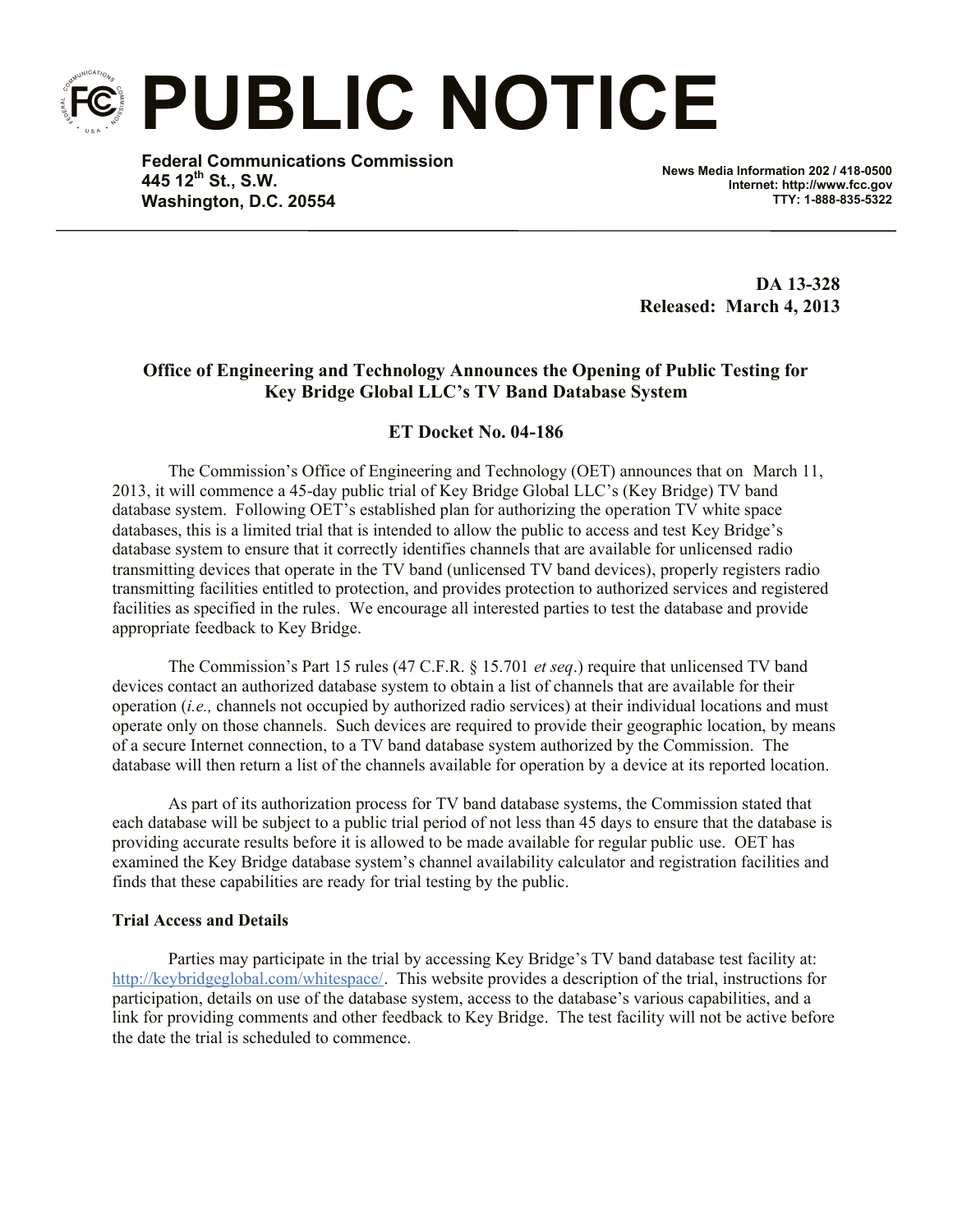# PUBLIC NOTICE

**Federal Communications Commission**
**445 12th St., S.W.**
**Washington, D.C. 20554**

**News Media Information 202 / 418-0500**
**Internet: http://www.fcc.gov**
**TTY: 1-888-835-5322**

**DA 13-328**
**Released: March 4, 2013**

## Office of Engineering and Technology Announces the Opening of Public Testing for Key Bridge Global LLC's TV Band Database System

### ET Docket No. 04-186

The Commission's Office of Engineering and Technology (OET) announces that on March 11, 2013, it will commence a 45-day public trial of Key Bridge Global LLC's (Key Bridge) TV band database system. Following OET's established plan for authorizing the operation TV white space databases, this is a limited trial that is intended to allow the public to access and test Key Bridge's database system to ensure that it correctly identifies channels that are available for unlicensed radio transmitting devices that operate in the TV band (unlicensed TV band devices), properly registers radio transmitting facilities entitled to protection, and provides protection to authorized services and registered facilities as specified in the rules. We encourage all interested parties to test the database and provide appropriate feedback to Key Bridge.

The Commission's Part 15 rules (47 C.F.R. § 15.701 *et seq*.) require that unlicensed TV band devices contact an authorized database system to obtain a list of channels that are available for their operation (*i.e.,* channels not occupied by authorized radio services) at their individual locations and must operate only on those channels. Such devices are required to provide their geographic location, by means of a secure Internet connection, to a TV band database system authorized by the Commission. The database will then return a list of the channels available for operation by a device at its reported location.

As part of its authorization process for TV band database systems, the Commission stated that each database will be subject to a public trial period of not less than 45 days to ensure that the database is providing accurate results before it is allowed to be made available for regular public use. OET has examined the Key Bridge database system's channel availability calculator and registration facilities and finds that these capabilities are ready for trial testing by the public.

**Trial Access and Details**

Parties may participate in the trial by accessing Key Bridge's TV band database test facility at: http://keybridgeglobal.com/whitespace/. This website provides a description of the trial, instructions for participation, details on use of the database system, access to the database's various capabilities, and a link for providing comments and other feedback to Key Bridge. The test facility will not be active before the date the trial is scheduled to commence.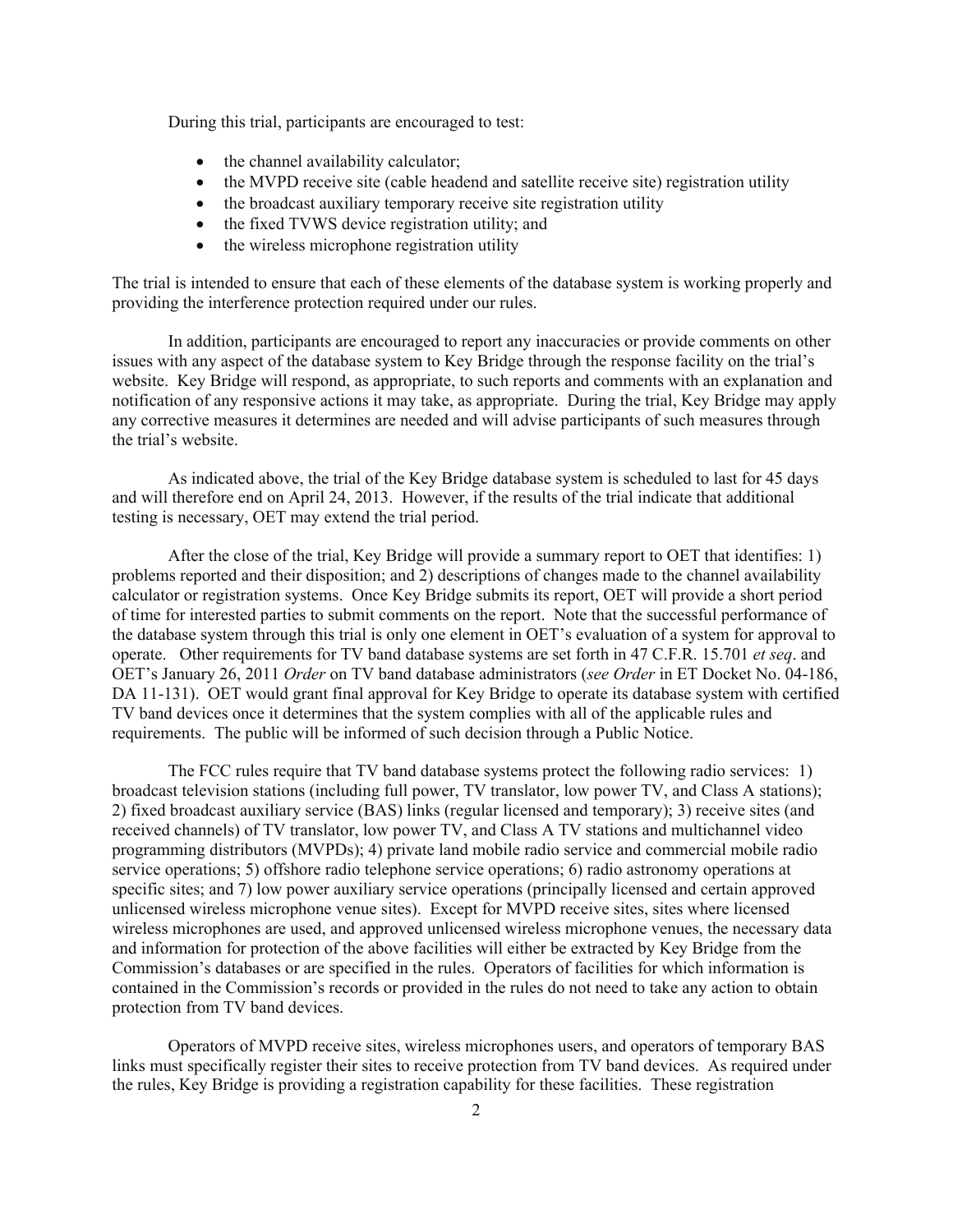During this trial, participants are encouraged to test:

- the channel availability calculator;
- the MVPD receive site (cable headend and satellite receive site) registration utility
- the broadcast auxiliary temporary receive site registration utility
- the fixed TVWS device registration utility; and
- the wireless microphone registration utility

The trial is intended to ensure that each of these elements of the database system is working properly and providing the interference protection required under our rules.

In addition, participants are encouraged to report any inaccuracies or provide comments on other issues with any aspect of the database system to Key Bridge through the response facility on the trial's website. Key Bridge will respond, as appropriate, to such reports and comments with an explanation and notification of any responsive actions it may take, as appropriate. During the trial, Key Bridge may apply any corrective measures it determines are needed and will advise participants of such measures through the trial's website.

As indicated above, the trial of the Key Bridge database system is scheduled to last for 45 days and will therefore end on April 24, 2013. However, if the results of the trial indicate that additional testing is necessary, OET may extend the trial period.

After the close of the trial, Key Bridge will provide a summary report to OET that identifies: 1) problems reported and their disposition; and 2) descriptions of changes made to the channel availability calculator or registration systems. Once Key Bridge submits its report, OET will provide a short period of time for interested parties to submit comments on the report. Note that the successful performance of the database system through this trial is only one element in OET's evaluation of a system for approval to operate. Other requirements for TV band database systems are set forth in 47 C.F.R. 15.701 *et seq*. and OET's January 26, 2011 *Order* on TV band database administrators (*see Order* in ET Docket No. 04-186, DA 11-131). OET would grant final approval for Key Bridge to operate its database system with certified TV band devices once it determines that the system complies with all of the applicable rules and requirements. The public will be informed of such decision through a Public Notice.

The FCC rules require that TV band database systems protect the following radio services: 1) broadcast television stations (including full power, TV translator, low power TV, and Class A stations); 2) fixed broadcast auxiliary service (BAS) links (regular licensed and temporary); 3) receive sites (and received channels) of TV translator, low power TV, and Class A TV stations and multichannel video programming distributors (MVPDs); 4) private land mobile radio service and commercial mobile radio service operations; 5) offshore radio telephone service operations; 6) radio astronomy operations at specific sites; and 7) low power auxiliary service operations (principally licensed and certain approved unlicensed wireless microphone venue sites). Except for MVPD receive sites, sites where licensed wireless microphones are used, and approved unlicensed wireless microphone venues, the necessary data and information for protection of the above facilities will either be extracted by Key Bridge from the Commission's databases or are specified in the rules. Operators of facilities for which information is contained in the Commission's records or provided in the rules do not need to take any action to obtain protection from TV band devices.

Operators of MVPD receive sites, wireless microphones users, and operators of temporary BAS links must specifically register their sites to receive protection from TV band devices. As required under the rules, Key Bridge is providing a registration capability for these facilities. These registration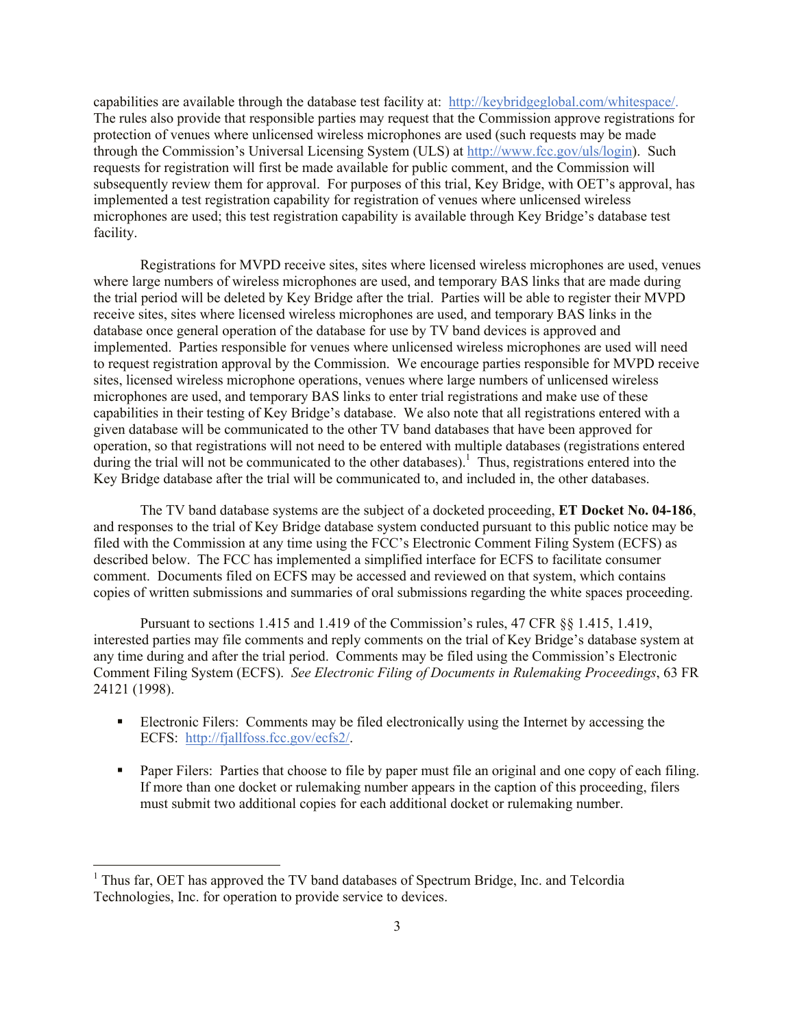capabilities are available through the database test facility at: http://keybridgeglobal.com/whitespace/. The rules also provide that responsible parties may request that the Commission approve registrations for protection of venues where unlicensed wireless microphones are used (such requests may be made through the Commission's Universal Licensing System (ULS) at http://www.fcc.gov/uls/login). Such requests for registration will first be made available for public comment, and the Commission will subsequently review them for approval. For purposes of this trial, Key Bridge, with OET's approval, has implemented a test registration capability for registration of venues where unlicensed wireless microphones are used; this test registration capability is available through Key Bridge's database test facility.

Registrations for MVPD receive sites, sites where licensed wireless microphones are used, venues where large numbers of wireless microphones are used, and temporary BAS links that are made during the trial period will be deleted by Key Bridge after the trial. Parties will be able to register their MVPD receive sites, sites where licensed wireless microphones are used, and temporary BAS links in the database once general operation of the database for use by TV band devices is approved and implemented. Parties responsible for venues where unlicensed wireless microphones are used will need to request registration approval by the Commission. We encourage parties responsible for MVPD receive sites, licensed wireless microphone operations, venues where large numbers of unlicensed wireless microphones are used, and temporary BAS links to enter trial registrations and make use of these capabilities in their testing of Key Bridge's database. We also note that all registrations entered with a given database will be communicated to the other TV band databases that have been approved for operation, so that registrations will not need to be entered with multiple databases (registrations entered during the trial will not be communicated to the other databases).[1] Thus, registrations entered into the Key Bridge database after the trial will be communicated to, and included in, the other databases.

The TV band database systems are the subject of a docketed proceeding, **ET Docket No. 04-186**, and responses to the trial of Key Bridge database system conducted pursuant to this public notice may be filed with the Commission at any time using the FCC's Electronic Comment Filing System (ECFS) as described below. The FCC has implemented a simplified interface for ECFS to facilitate consumer comment. Documents filed on ECFS may be accessed and reviewed on that system, which contains copies of written submissions and summaries of oral submissions regarding the white spaces proceeding.

Pursuant to sections 1.415 and 1.419 of the Commission's rules, 47 CFR §§ 1.415, 1.419, interested parties may file comments and reply comments on the trial of Key Bridge's database system at any time during and after the trial period. Comments may be filed using the Commission's Electronic Comment Filing System (ECFS). *See Electronic Filing of Documents in Rulemaking Proceedings*, 63 FR 24121 (1998).

- Electronic Filers: Comments may be filed electronically using the Internet by accessing the ECFS: http://fjallfoss.fcc.gov/ecfs2/.

- Paper Filers: Parties that choose to file by paper must file an original and one copy of each filing. If more than one docket or rulemaking number appears in the caption of this proceeding, filers must submit two additional copies for each additional docket or rulemaking number.

---

[1] Thus far, OET has approved the TV band databases of Spectrum Bridge, Inc. and Telcordia Technologies, Inc. for operation to provide service to devices.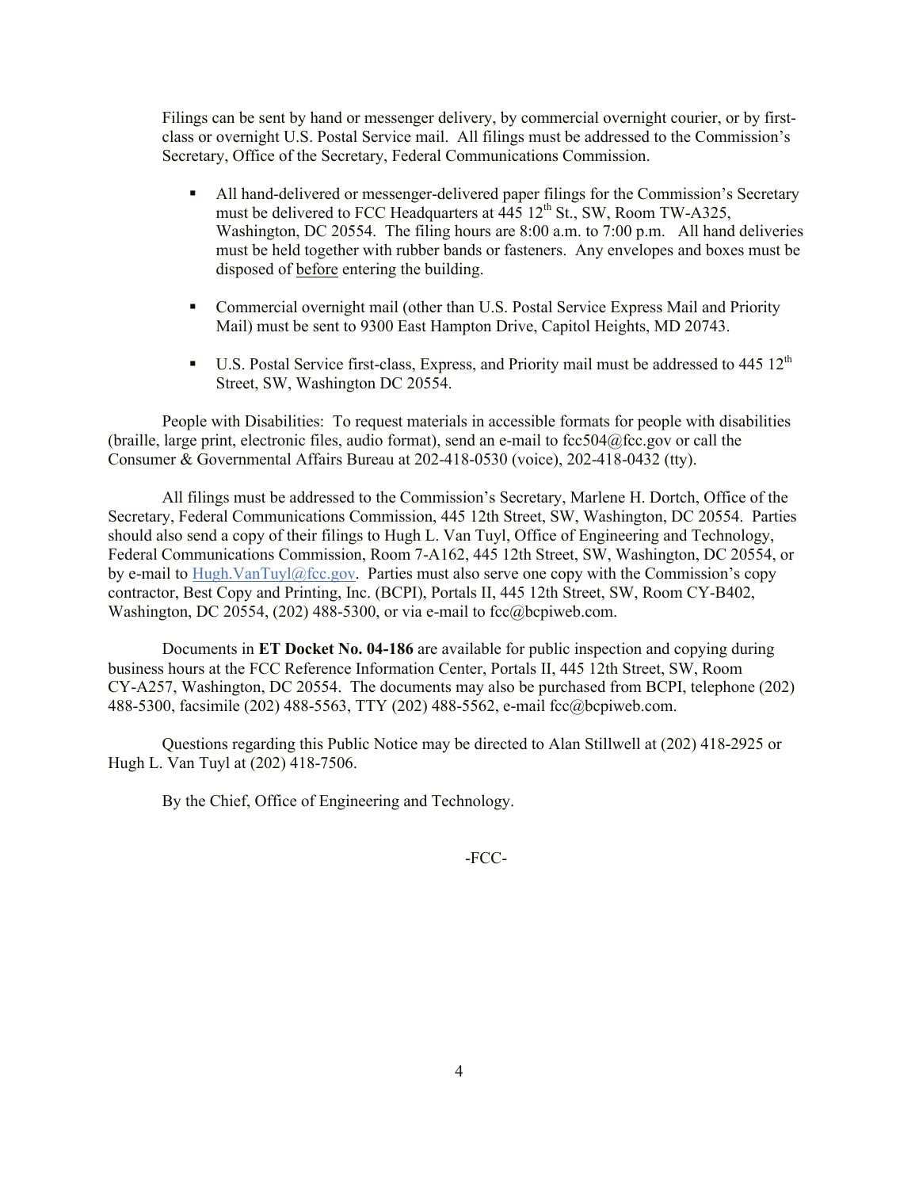Filings can be sent by hand or messenger delivery, by commercial overnight courier, or by first-class or overnight U.S. Postal Service mail. All filings must be addressed to the Commission's Secretary, Office of the Secretary, Federal Communications Commission.

- All hand-delivered or messenger-delivered paper filings for the Commission's Secretary must be delivered to FCC Headquarters at 445 12th St., SW, Room TW-A325, Washington, DC 20554. The filing hours are 8:00 a.m. to 7:00 p.m. All hand deliveries must be held together with rubber bands or fasteners. Any envelopes and boxes must be disposed of before entering the building.

- Commercial overnight mail (other than U.S. Postal Service Express Mail and Priority Mail) must be sent to 9300 East Hampton Drive, Capitol Heights, MD 20743.

- U.S. Postal Service first-class, Express, and Priority mail must be addressed to 445 12th Street, SW, Washington DC 20554.

People with Disabilities: To request materials in accessible formats for people with disabilities (braille, large print, electronic files, audio format), send an e-mail to fcc504@fcc.gov or call the Consumer & Governmental Affairs Bureau at 202-418-0530 (voice), 202-418-0432 (tty).

All filings must be addressed to the Commission's Secretary, Marlene H. Dortch, Office of the Secretary, Federal Communications Commission, 445 12th Street, SW, Washington, DC 20554. Parties should also send a copy of their filings to Hugh L. Van Tuyl, Office of Engineering and Technology, Federal Communications Commission, Room 7-A162, 445 12th Street, SW, Washington, DC 20554, or by e-mail to Hugh.VanTuyl@fcc.gov. Parties must also serve one copy with the Commission's copy contractor, Best Copy and Printing, Inc. (BCPI), Portals II, 445 12th Street, SW, Room CY-B402, Washington, DC 20554, (202) 488-5300, or via e-mail to fcc@bcpiweb.com.

Documents in **ET Docket No. 04-186** are available for public inspection and copying during business hours at the FCC Reference Information Center, Portals II, 445 12th Street, SW, Room CY-A257, Washington, DC 20554. The documents may also be purchased from BCPI, telephone (202) 488-5300, facsimile (202) 488-5563, TTY (202) 488-5562, e-mail fcc@bcpiweb.com.

Questions regarding this Public Notice may be directed to Alan Stillwell at (202) 418-2925 or Hugh L. Van Tuyl at (202) 418-7506.

By the Chief, Office of Engineering and Technology.

-FCC-